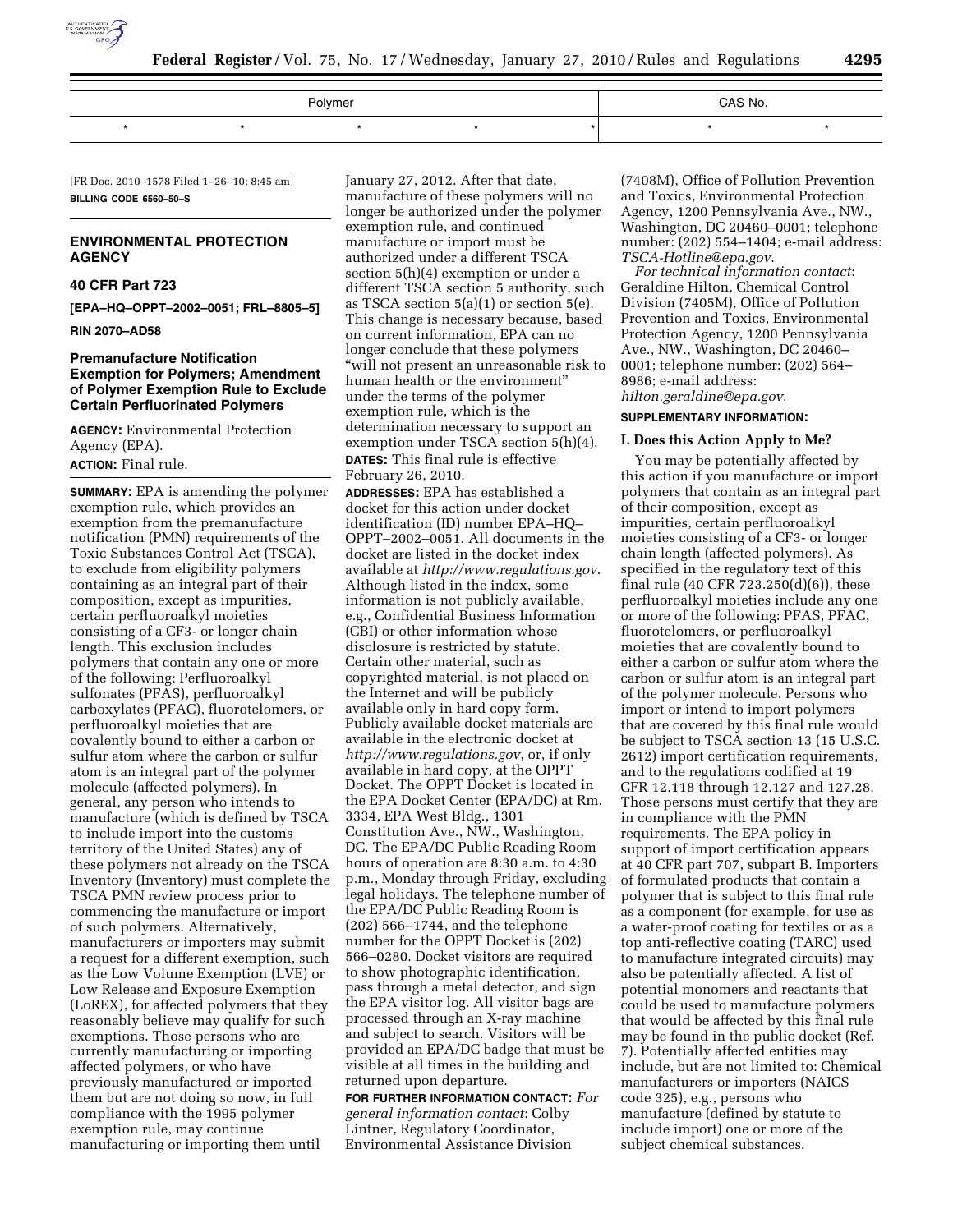| Polymer | | | | | CAS No. | |
|---|---|---|---|---|---|---|
| * | * | * | * | * | * | * |

[FR Doc. 2010–1578 Filed 1–26–10; 8:45 am]

**BILLING CODE 6560–50–S**

## ENVIRONMENTAL PROTECTION AGENCY

### 40 CFR Part 723

**[EPA–HQ–OPPT–2002–0051; FRL–8805–5]**

**RIN 2070–AD58**

### Premanufacture Notification Exemption for Polymers; Amendment of Polymer Exemption Rule to Exclude Certain Perfluorinated Polymers

**AGENCY:** Environmental Protection Agency (EPA).

**ACTION:** Final rule.

**SUMMARY:** EPA is amending the polymer exemption rule, which provides an exemption from the premanufacture notification (PMN) requirements of the Toxic Substances Control Act (TSCA), to exclude from eligibility polymers containing as an integral part of their composition, except as impurities, certain perfluoroalkyl moieties consisting of a CF3- or longer chain length. This exclusion includes polymers that contain any one or more of the following: Perfluoroalkyl sulfonates (PFAS), perfluoroalkyl carboxylates (PFAC), fluorotelomers, or perfluoroalkyl moieties that are covalently bound to either a carbon or sulfur atom where the carbon or sulfur atom is an integral part of the polymer molecule (affected polymers). In general, any person who intends to manufacture (which is defined by TSCA to include import into the customs territory of the United States) any of these polymers not already on the TSCA Inventory (Inventory) must complete the TSCA PMN review process prior to commencing the manufacture or import of such polymers. Alternatively, manufacturers or importers may submit a request for a different exemption, such as the Low Volume Exemption (LVE) or Low Release and Exposure Exemption (LoREX), for affected polymers that they reasonably believe may qualify for such exemptions. Those persons who are currently manufacturing or importing affected polymers, or who have previously manufactured or imported them but are not doing so now, in full compliance with the 1995 polymer exemption rule, may continue manufacturing or importing them until January 27, 2012. After that date, manufacture of these polymers will no longer be authorized under the polymer exemption rule, and continued manufacture or import must be authorized under a different TSCA section 5(h)(4) exemption or under a different TSCA section 5 authority, such as TSCA section 5(a)(1) or section 5(e). This change is necessary because, based on current information, EPA can no longer conclude that these polymers "will not present an unreasonable risk to human health or the environment" under the terms of the polymer exemption rule, which is the determination necessary to support an exemption under TSCA section 5(h)(4).

**DATES:** This final rule is effective February 26, 2010.

**ADDRESSES:** EPA has established a docket for this action under docket identification (ID) number EPA–HQ–OPPT–2002–0051. All documents in the docket are listed in the docket index available at *http://www.regulations.gov*. Although listed in the index, some information is not publicly available, e.g., Confidential Business Information (CBI) or other information whose disclosure is restricted by statute. Certain other material, such as copyrighted material, is not placed on the Internet and will be publicly available only in hard copy form. Publicly available docket materials are available in the electronic docket at *http://www.regulations.gov*, or, if only available in hard copy, at the OPPT Docket. The OPPT Docket is located in the EPA Docket Center (EPA/DC) at Rm. 3334, EPA West Bldg., 1301 Constitution Ave., NW., Washington, DC. The EPA/DC Public Reading Room hours of operation are 8:30 a.m. to 4:30 p.m., Monday through Friday, excluding legal holidays. The telephone number of the EPA/DC Public Reading Room is (202) 566–1744, and the telephone number for the OPPT Docket is (202) 566–0280. Docket visitors are required to show photographic identification, pass through a metal detector, and sign the EPA visitor log. All visitor bags are processed through an X-ray machine and subject to search. Visitors will be provided an EPA/DC badge that must be visible at all times in the building and returned upon departure.

**FOR FURTHER INFORMATION CONTACT:** *For general information contact*: Colby Lintner, Regulatory Coordinator, Environmental Assistance Division (7408M), Office of Pollution Prevention and Toxics, Environmental Protection Agency, 1200 Pennsylvania Ave., NW., Washington, DC 20460–0001; telephone number: (202) 554–1404; e-mail address: *TSCA-Hotline@epa.gov*.

*For technical information contact*: Geraldine Hilton, Chemical Control Division (7405M), Office of Pollution Prevention and Toxics, Environmental Protection Agency, 1200 Pennsylvania Ave., NW., Washington, DC 20460–0001; telephone number: (202) 564–8986; e-mail address: *hilton.geraldine@epa.gov*.

**SUPPLEMENTARY INFORMATION:**

#### I. Does this Action Apply to Me?

You may be potentially affected by this action if you manufacture or import polymers that contain as an integral part of their composition, except as impurities, certain perfluoroalkyl moieties consisting of a CF3- or longer chain length (affected polymers). As specified in the regulatory text of this final rule (40 CFR 723.250(d)(6)), these perfluoroalkyl moieties include any one or more of the following: PFAS, PFAC, fluorotelomers, or perfluoroalkyl moieties that are covalently bound to either a carbon or sulfur atom where the carbon or sulfur atom is an integral part of the polymer molecule. Persons who import or intend to import polymers that are covered by this final rule would be subject to TSCA section 13 (15 U.S.C. 2612) import certification requirements, and to the regulations codified at 19 CFR 12.118 through 12.127 and 127.28. Those persons must certify that they are in compliance with the PMN requirements. The EPA policy in support of import certification appears at 40 CFR part 707, subpart B. Importers of formulated products that contain a polymer that is subject to this final rule as a component (for example, for use as a water-proof coating for textiles or as a top anti-reflective coating (TARC) used to manufacture integrated circuits) may also be potentially affected. A list of potential monomers and reactants that could be used to manufacture polymers that would be affected by this final rule may be found in the public docket (Ref. 7). Potentially affected entities may include, but are not limited to: Chemical manufacturers or importers (NAICS code 325), e.g., persons who manufacture (defined by statute to include import) one or more of the subject chemical substances.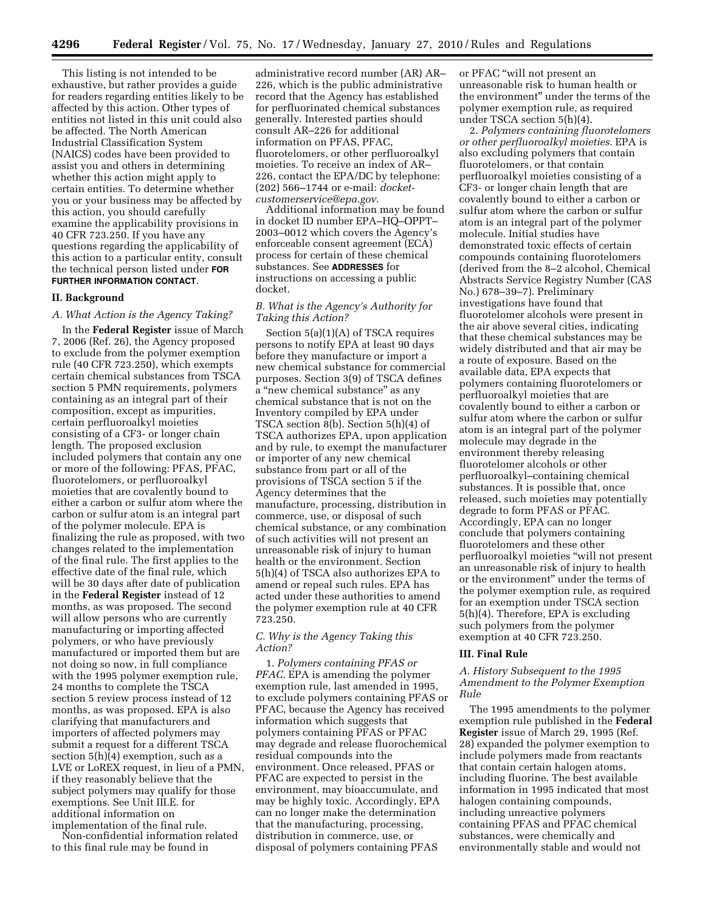This listing is not intended to be exhaustive, but rather provides a guide for readers regarding entities likely to be affected by this action. Other types of entities not listed in this unit could also be affected. The North American Industrial Classification System (NAICS) codes have been provided to assist you and others in determining whether this action might apply to certain entities. To determine whether you or your business may be affected by this action, you should carefully examine the applicability provisions in 40 CFR 723.250. If you have any questions regarding the applicability of this action to a particular entity, consult the technical person listed under **FOR FURTHER INFORMATION CONTACT**.

## II. Background

### *A. What Action is the Agency Taking?*

In the **Federal Register** issue of March 7, 2006 (Ref. 26), the Agency proposed to exclude from the polymer exemption rule (40 CFR 723.250), which exempts certain chemical substances from TSCA section 5 PMN requirements, polymers containing as an integral part of their composition, except as impurities, certain perfluoroalkyl moieties consisting of a CF3- or longer chain length. The proposed exclusion included polymers that contain any one or more of the following: PFAS, PFAC, fluorotelomers, or perfluoroalkyl moieties that are covalently bound to either a carbon or sulfur atom where the carbon or sulfur atom is an integral part of the polymer molecule. EPA is finalizing the rule as proposed, with two changes related to the implementation of the final rule. The first applies to the effective date of the final rule, which will be 30 days after date of publication in the **Federal Register** instead of 12 months, as was proposed. The second will allow persons who are currently manufacturing or importing affected polymers, or who have previously manufactured or imported them but are not doing so now, in full compliance with the 1995 polymer exemption rule, 24 months to complete the TSCA section 5 review process instead of 12 months, as was proposed. EPA is also clarifying that manufacturers and importers of affected polymers may submit a request for a different TSCA section 5(h)(4) exemption, such as a LVE or LoREX request, in lieu of a PMN, if they reasonably believe that the subject polymers may qualify for those exemptions. See Unit III.E. for additional information on implementation of the final rule.

Non-confidential information related to this final rule may be found in administrative record number (AR) AR–226, which is the public administrative record that the Agency has established for perfluorinated chemical substances generally. Interested parties should consult AR–226 for additional information on PFAS, PFAC, fluorotelomers, or other perfluoroalkyl moieties. To receive an index of AR–226, contact the EPA/DC by telephone: (202) 566–1744 or e-mail: *docket-customerservice@epa.gov*.

Additional information may be found in docket ID number EPA–HQ–OPPT–2003–0012 which covers the Agency's enforceable consent agreement (ECA) process for certain of these chemical substances. See **ADDRESSES** for instructions on accessing a public docket.

### *B. What is the Agency's Authority for Taking this Action?*

Section 5(a)(1)(A) of TSCA requires persons to notify EPA at least 90 days before they manufacture or import a new chemical substance for commercial purposes. Section 3(9) of TSCA defines a "new chemical substance" as any chemical substance that is not on the Inventory compiled by EPA under TSCA section 8(b). Section 5(h)(4) of TSCA authorizes EPA, upon application and by rule, to exempt the manufacturer or importer of any new chemical substance from part or all of the provisions of TSCA section 5 if the Agency determines that the manufacture, processing, distribution in commerce, use, or disposal of such chemical substance, or any combination of such activities will not present an unreasonable risk of injury to human health or the environment. Section 5(h)(4) of TSCA also authorizes EPA to amend or repeal such rules. EPA has acted under these authorities to amend the polymer exemption rule at 40 CFR 723.250.

### *C. Why is the Agency Taking this Action?*

1. *Polymers containing PFAS or PFAC*. EPA is amending the polymer exemption rule, last amended in 1995, to exclude polymers containing PFAS or PFAC, because the Agency has received information which suggests that polymers containing PFAS or PFAC may degrade and release fluorochemical residual compounds into the environment. Once released, PFAS or PFAC are expected to persist in the environment, may bioaccumulate, and may be highly toxic. Accordingly, EPA can no longer make the determination that the manufacturing, processing, distribution in commerce, use, or disposal of polymers containing PFAS or PFAC "will not present an unreasonable risk to human health or the environment" under the terms of the polymer exemption rule, as required under TSCA section 5(h)(4).

2. *Polymers containing fluorotelomers or other perfluoroalkyl moieties*. EPA is also excluding polymers that contain fluorotelomers, or that contain perfluoroalkyl moieties consisting of a CF3- or longer chain length that are covalently bound to either a carbon or sulfur atom where the carbon or sulfur atom is an integral part of the polymer molecule. Initial studies have demonstrated toxic effects of certain compounds containing fluorotelomers (derived from the 8–2 alcohol, Chemical Abstracts Service Registry Number (CAS No.) 678–39–7). Preliminary investigations have found that fluorotelomer alcohols were present in the air above several cities, indicating that these chemical substances may be widely distributed and that air may be a route of exposure. Based on the available data, EPA expects that polymers containing fluorotelomers or perfluoroalkyl moieties that are covalently bound to either a carbon or sulfur atom where the carbon or sulfur atom is an integral part of the polymer molecule may degrade in the environment thereby releasing fluorotelomer alcohols or other perfluoroalkyl–containing chemical substances. It is possible that, once released, such moieties may potentially degrade to form PFAS or PFAC. Accordingly, EPA can no longer conclude that polymers containing fluorotelomers and these other perfluoroalkyl moieties "will not present an unreasonable risk of injury to health or the environment" under the terms of the polymer exemption rule, as required for an exemption under TSCA section 5(h)(4). Therefore, EPA is excluding such polymers from the polymer exemption at 40 CFR 723.250.

## III. Final Rule

### *A. History Subsequent to the 1995 Amendment to the Polymer Exemption Rule*

The 1995 amendments to the polymer exemption rule published in the **Federal Register** issue of March 29, 1995 (Ref. 28) expanded the polymer exemption to include polymers made from reactants that contain certain halogen atoms, including fluorine. The best available information in 1995 indicated that most halogen containing compounds, including unreactive polymers containing PFAS and PFAC chemical substances, were chemically and environmentally stable and would not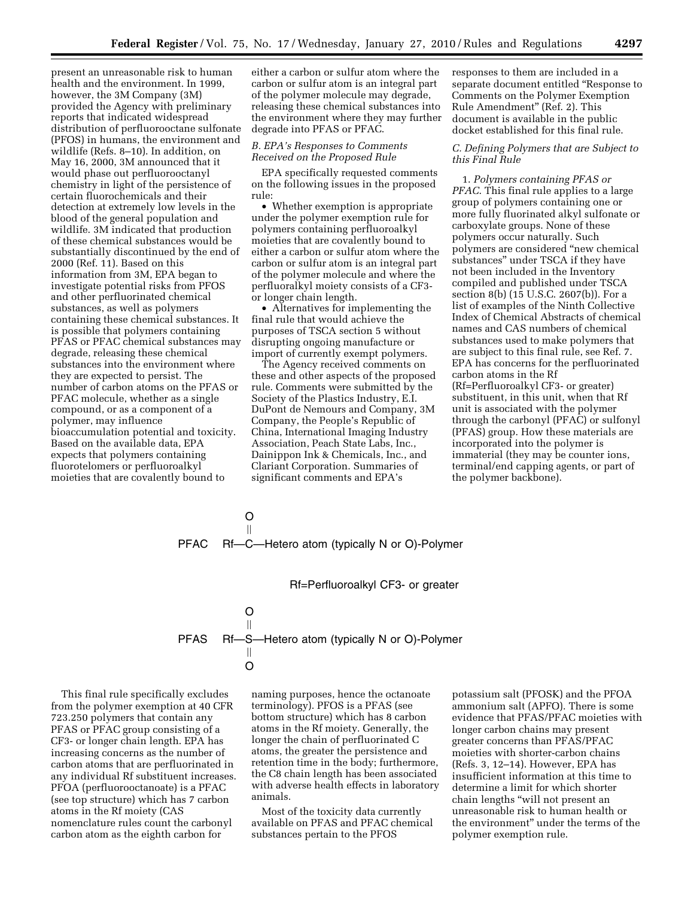present an unreasonable risk to human health and the environment. In 1999, however, the 3M Company (3M) provided the Agency with preliminary reports that indicated widespread distribution of perfluorooctane sulfonate (PFOS) in humans, the environment and wildlife (Refs. 8–10). In addition, on May 16, 2000, 3M announced that it would phase out perfluorooctanyl chemistry in light of the persistence of certain fluorochemicals and their detection at extremely low levels in the blood of the general population and wildlife. 3M indicated that production of these chemical substances would be substantially discontinued by the end of 2000 (Ref. 11). Based on this information from 3M, EPA began to investigate potential risks from PFOS and other perfluorinated chemical substances, as well as polymers containing these chemical substances. It is possible that polymers containing PFAS or PFAC chemical substances may degrade, releasing these chemical substances into the environment where they are expected to persist. The number of carbon atoms on the PFAS or PFAC molecule, whether as a single compound, or as a component of a polymer, may influence bioaccumulation potential and toxicity. Based on the available data, EPA expects that polymers containing fluorotelomers or perfluoroalkyl moieties that are covalently bound to either a carbon or sulfur atom where the carbon or sulfur atom is an integral part of the polymer molecule may degrade, releasing these chemical substances into the environment where they may further degrade into PFAS or PFAC.

### B. EPA's Responses to Comments Received on the Proposed Rule

EPA specifically requested comments on the following issues in the proposed rule:

- Whether exemption is appropriate under the polymer exemption rule for polymers containing perfluoroalkyl moieties that are covalently bound to either a carbon or sulfur atom where the carbon or sulfur atom is an integral part of the polymer molecule and where the perfluoralkyl moiety consists of a CF3- or longer chain length.
- Alternatives for implementing the final rule that would achieve the purposes of TSCA section 5 without disrupting ongoing manufacture or import of currently exempt polymers.

The Agency received comments on these and other aspects of the proposed rule. Comments were submitted by the Society of the Plastics Industry, E.I. DuPont de Nemours and Company, 3M Company, the People's Republic of China, International Imaging Industry Association, Peach State Labs, Inc., Dainippon Ink & Chemicals, Inc., and Clariant Corporation. Summaries of significant comments and EPA's responses to them are included in a separate document entitled "Response to Comments on the Polymer Exemption Rule Amendment" (Ref. 2). This document is available in the public docket established for this final rule.

### C. Defining Polymers that are Subject to this Final Rule

1. *Polymers containing PFAS or PFAC.* This final rule applies to a large group of polymers containing one or more fully fluorinated alkyl sulfonate or carboxylate groups. None of these polymers occur naturally. Such polymers are considered "new chemical substances" under TSCA if they have not been included in the Inventory compiled and published under TSCA section 8(b) (15 U.S.C. 2607(b)). For a list of examples of the Ninth Collective Index of Chemical Abstracts of chemical names and CAS numbers of chemical substances used to make polymers that are subject to this final rule, see Ref. 7. EPA has concerns for the perfluorinated carbon atoms in the Rf (Rf=Perfluoroalkyl CF3- or greater) substituent, in this unit, when that Rf unit is associated with the polymer through the carbonyl (PFAC) or sulfonyl (PFAS) group. How these materials are incorporated into the polymer is immaterial (they may be counter ions, terminal/end capping agents, or part of the polymer backbone).

```
          O
          ||
PFAC  Rf—C—Hetero atom (typically N or O)-Polymer

              Rf=Perfluoroalkyl CF3- or greater

          O
          ||
PFAS  Rf—S—Hetero atom (typically N or O)-Polymer
          ||
          O
```

This final rule specifically excludes from the polymer exemption at 40 CFR 723.250 polymers that contain any PFAS or PFAC group consisting of a CF3- or longer chain length. EPA has increasing concerns as the number of carbon atoms that are perfluorinated in any individual Rf substituent increases. PFOA (perfluorooctanoate) is a PFAC (see top structure) which has 7 carbon atoms in the Rf moiety (CAS nomenclature rules count the carbonyl carbon atom as the eighth carbon for naming purposes, hence the octanoate terminology). PFOS is a PFAS (see bottom structure) which has 8 carbon atoms in the Rf moiety. Generally, the longer the chain of perfluorinated C atoms, the greater the persistence and retention time in the body; furthermore, the C8 chain length has been associated with adverse health effects in laboratory animals.

Most of the toxicity data currently available on PFAS and PFAC chemical substances pertain to the PFOS potassium salt (PFOSK) and the PFOA ammonium salt (APFO). There is some evidence that PFAS/PFAC moieties with longer carbon chains may present greater concerns than PFAS/PFAC moieties with shorter-carbon chains (Refs. 3, 12–14). However, EPA has insufficient information at this time to determine a limit for which shorter chain lengths "will not present an unreasonable risk to human health or the environment" under the terms of the polymer exemption rule.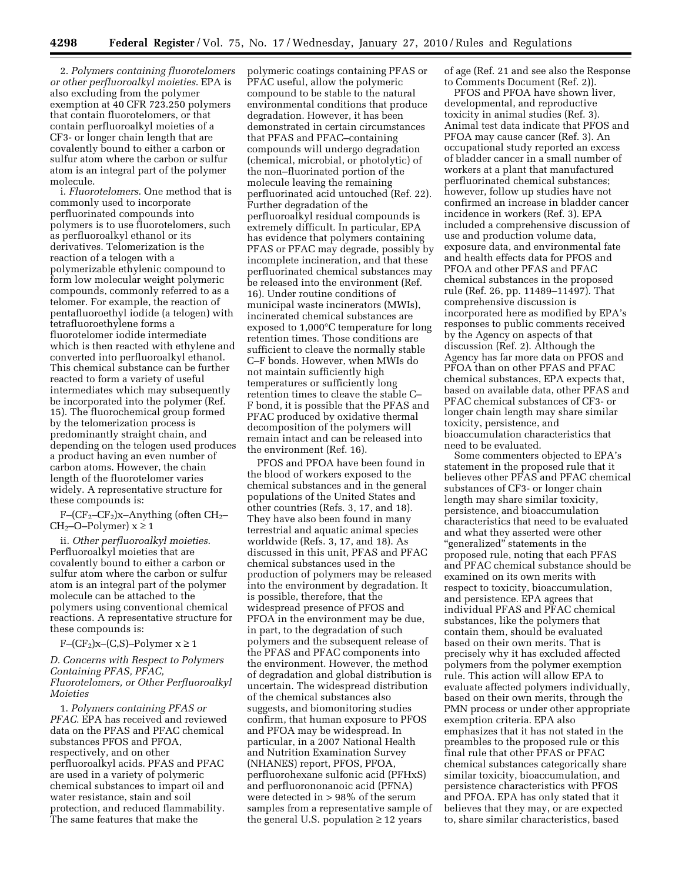2. *Polymers containing fluorotelomers or other perfluoroalkyl moieties*. EPA is also excluding from the polymer exemption at 40 CFR 723.250 polymers that contain fluorotelomers, or that contain perfluoroalkyl moieties of a CF3- or longer chain length that are covalently bound to either a carbon or sulfur atom where the carbon or sulfur atom is an integral part of the polymer molecule.

i. *Fluorotelomers*. One method that is commonly used to incorporate perfluorinated compounds into polymers is to use fluorotelomers, such as perfluoroalkyl ethanol or its derivatives. Telomerization is the reaction of a telogen with a polymerizable ethylenic compound to form low molecular weight polymeric compounds, commonly referred to as a telomer. For example, the reaction of pentafluoroethyl iodide (a telogen) with tetrafluoroethylene forms a fluorotelomer iodide intermediate which is then reacted with ethylene and converted into perfluoroalkyl ethanol. This chemical substance can be further reacted to form a variety of useful intermediates which may subsequently be incorporated into the polymer (Ref. 15). The fluorochemical group formed by the telomerization process is predominantly straight chain, and depending on the telogen used produces a product having an even number of carbon atoms. However, the chain length of the fluorotelomer varies widely. A representative structure for these compounds is:

$F\text{–}(CF_2\text{–}CF_2)x\text{–}$Anything (often $CH_2\text{–}CH_2\text{–}O\text{–}$Polymer) $x \geq 1$

ii. *Other perfluoroalkyl moieties*. Perfluoroalkyl moieties that are covalently bound to either a carbon or sulfur atom where the carbon or sulfur atom is an integral part of the polymer molecule can be attached to the polymers using conventional chemical reactions. A representative structure for these compounds is:

$F\text{–}(CF_2)x\text{–}(C,S)\text{–}$Polymer $x \geq 1$

### D. Concerns with Respect to Polymers Containing PFAS, PFAC, Fluorotelomers, or Other Perfluoroalkyl Moieties

1. *Polymers containing PFAS or PFAC*. EPA has received and reviewed data on the PFAS and PFAC chemical substances PFOS and PFOA, respectively, and on other perfluoroalkyl acids. PFAS and PFAC are used in a variety of polymeric chemical substances to impart oil and water resistance, stain and soil protection, and reduced flammability. The same features that make the polymeric coatings containing PFAS or PFAC useful, allow the polymeric compound to be stable to the natural environmental conditions that produce degradation. However, it has been demonstrated in certain circumstances that PFAS and PFAC–containing compounds will undergo degradation (chemical, microbial, or photolytic) of the non–fluorinated portion of the molecule leaving the remaining perfluorinated acid untouched (Ref. 22). Further degradation of the perfluoroalkyl residual compounds is extremely difficult. In particular, EPA has evidence that polymers containing PFAS or PFAC may degrade, possibly by incomplete incineration, and that these perfluorinated chemical substances may be released into the environment (Ref. 16). Under routine conditions of municipal waste incinerators (MWIs), incinerated chemical substances are exposed to 1,000°C temperature for long retention times. Those conditions are sufficient to cleave the normally stable C–F bonds. However, when MWIs do not maintain sufficiently high temperatures or sufficiently long retention times to cleave the stable C–F bond, it is possible that the PFAS and PFAC produced by oxidative thermal decomposition of the polymers will remain intact and can be released into the environment (Ref. 16).

PFOS and PFOA have been found in the blood of workers exposed to the chemical substances and in the general populations of the United States and other countries (Refs. 3, 17, and 18). They have also been found in many terrestrial and aquatic animal species worldwide (Refs. 3, 17, and 18). As discussed in this unit, PFAS and PFAC chemical substances used in the production of polymers may be released into the environment by degradation. It is possible, therefore, that the widespread presence of PFOS and PFOA in the environment may be due, in part, to the degradation of such polymers and the subsequent release of the PFAS and PFAC components into the environment. However, the method of degradation and global distribution is uncertain. The widespread distribution of the chemical substances also suggests, and biomonitoring studies confirm, that human exposure to PFOS and PFOA may be widespread. In particular, in a 2007 National Health and Nutrition Examination Survey (NHANES) report, PFOS, PFOA, perfluorohexane sulfonic acid (PFHxS) and perfluorononanoic acid (PFNA) were detected in > 98% of the serum samples from a representative sample of the general U.S. population ≥ 12 years of age (Ref. 21 and see also the Response to Comments Document (Ref. 2)).

PFOS and PFOA have shown liver, developmental, and reproductive toxicity in animal studies (Ref. 3). Animal test data indicate that PFOS and PFOA may cause cancer (Ref. 3). An occupational study reported an excess of bladder cancer in a small number of workers at a plant that manufactured perfluorinated chemical substances; however, follow up studies have not confirmed an increase in bladder cancer incidence in workers (Ref. 3). EPA included a comprehensive discussion of use and production volume data, exposure data, and environmental fate and health effects data for PFOS and PFOA and other PFAS and PFAC chemical substances in the proposed rule (Ref. 26, pp. 11489–11497). That comprehensive discussion is incorporated here as modified by EPA's responses to public comments received by the Agency on aspects of that discussion (Ref. 2). Although the Agency has far more data on PFOS and PFOA than on other PFAS and PFAC chemical substances, EPA expects that, based on available data, other PFAS and PFAC chemical substances of CF3- or longer chain length may share similar toxicity, persistence, and bioaccumulation characteristics that need to be evaluated.

Some commenters objected to EPA's statement in the proposed rule that it believes other PFAS and PFAC chemical substances of CF3- or longer chain length may share similar toxicity, persistence, and bioaccumulation characteristics that need to be evaluated and what they asserted were other "generalized" statements in the proposed rule, noting that each PFAS and PFAC chemical substance should be examined on its own merits with respect to toxicity, bioaccumulation, and persistence. EPA agrees that individual PFAS and PFAC chemical substances, like the polymers that contain them, should be evaluated based on their own merits. That is precisely why it has excluded affected polymers from the polymer exemption rule. This action will allow EPA to evaluate affected polymers individually, based on their own merits, through the PMN process or under other appropriate exemption criteria. EPA also emphasizes that it has not stated in the preambles to the proposed rule or this final rule that other PFAS or PFAC chemical substances categorically share similar toxicity, bioaccumulation, and persistence characteristics with PFOS and PFOA. EPA has only stated that it believes that they may, or are expected to, share similar characteristics, based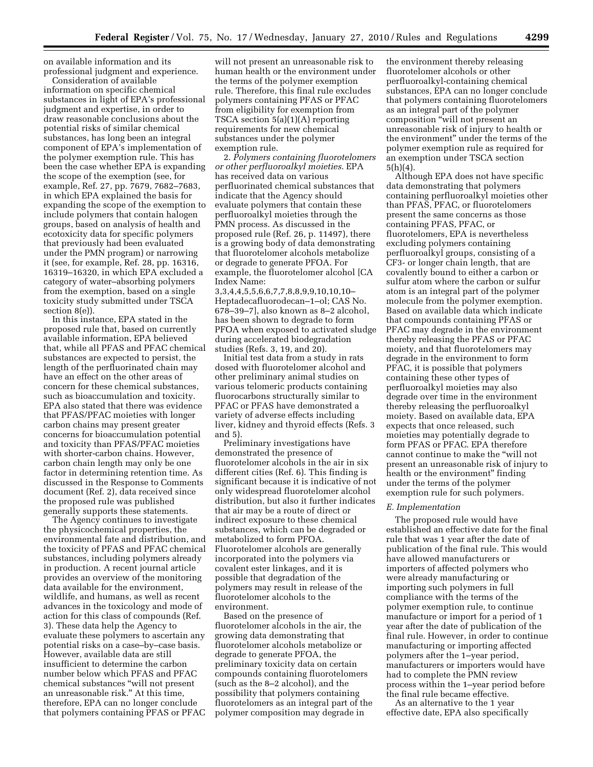on available information and its professional judgment and experience.

Consideration of available information on specific chemical substances in light of EPA's professional judgment and expertise, in order to draw reasonable conclusions about the potential risks of similar chemical substances, has long been an integral component of EPA's implementation of the polymer exemption rule. This has been the case whether EPA is expanding the scope of the exemption (see, for example, Ref. 27, pp. 7679, 7682–7683, in which EPA explained the basis for expanding the scope of the exemption to include polymers that contain halogen groups, based on analysis of health and ecotoxicity data for specific polymers that previously had been evaluated under the PMN program) or narrowing it (see, for example, Ref. 28, pp. 16316, 16319–16320, in which EPA excluded a category of water–absorbing polymers from the exemption, based on a single toxicity study submitted under TSCA section 8(e)).

In this instance, EPA stated in the proposed rule that, based on currently available information, EPA believed that, while all PFAS and PFAC chemical substances are expected to persist, the length of the perfluorinated chain may have an effect on the other areas of concern for these chemical substances, such as bioaccumulation and toxicity. EPA also stated that there was evidence that PFAS/PFAC moieties with longer carbon chains may present greater concerns for bioaccumulation potential and toxicity than PFAS/PFAC moieties with shorter-carbon chains. However, carbon chain length may only be one factor in determining retention time. As discussed in the Response to Comments document (Ref. 2), data received since the proposed rule was published generally supports these statements.

The Agency continues to investigate the physicochemical properties, the environmental fate and distribution, and the toxicity of PFAS and PFAC chemical substances, including polymers already in production. A recent journal article provides an overview of the monitoring data available for the environment, wildlife, and humans, as well as recent advances in the toxicology and mode of action for this class of compounds (Ref. 3). These data help the Agency to evaluate these polymers to ascertain any potential risks on a case–by–case basis. However, available data are still insufficient to determine the carbon number below which PFAS and PFAC chemical substances "will not present an unreasonable risk." At this time, therefore, EPA can no longer conclude that polymers containing PFAS or PFAC will not present an unreasonable risk to human health or the environment under the terms of the polymer exemption rule. Therefore, this final rule excludes polymers containing PFAS or PFAC from eligibility for exemption from TSCA section 5(a)(1)(A) reporting requirements for new chemical substances under the polymer exemption rule.

2. *Polymers containing fluorotelomers or other perfluoroalkyl moieties*. EPA has received data on various perfluorinated chemical substances that indicate that the Agency should evaluate polymers that contain these perfluoroalkyl moieties through the PMN process. As discussed in the proposed rule (Ref. 26, p. 11497), there is a growing body of data demonstrating that fluorotelomer alcohols metabolize or degrade to generate PFOA. For example, the fluorotelomer alcohol [CA Index Name: 3,3,4,4,5,5,6,6,7,7,8,8,9,9,10,10,10–Heptadecafluorodecan–1–ol; CAS No. 678–39–7], also known as 8–2 alcohol, has been shown to degrade to form PFOA when exposed to activated sludge during accelerated biodegradation studies (Refs. 3, 19, and 20).

Initial test data from a study in rats dosed with fluorotelomer alcohol and other preliminary animal studies on various telomeric products containing fluorocarbons structurally similar to PFAC or PFAS have demonstrated a variety of adverse effects including liver, kidney and thyroid effects (Refs. 3 and 5).

Preliminary investigations have demonstrated the presence of fluorotelomer alcohols in the air in six different cities (Ref. 6). This finding is significant because it is indicative of not only widespread fluorotelomer alcohol distribution, but also it further indicates that air may be a route of direct or indirect exposure to these chemical substances, which can be degraded or metabolized to form PFOA. Fluorotelomer alcohols are generally incorporated into the polymers via covalent ester linkages, and it is possible that degradation of the polymers may result in release of the fluorotelomer alcohols to the environment.

Based on the presence of fluorotelomer alcohols in the air, the growing data demonstrating that fluorotelomer alcohols metabolize or degrade to generate PFOA, the preliminary toxicity data on certain compounds containing fluorotelomers (such as the 8–2 alcohol), and the possibility that polymers containing fluorotelomers as an integral part of the polymer composition may degrade in the environment thereby releasing fluorotelomer alcohols or other perfluoroalkyl-containing chemical substances, EPA can no longer conclude that polymers containing fluorotelomers as an integral part of the polymer composition "will not present an unreasonable risk of injury to health or the environment" under the terms of the polymer exemption rule as required for an exemption under TSCA section 5(h)(4).

Although EPA does not have specific data demonstrating that polymers containing perfluoroalkyl moieties other than PFAS, PFAC, or fluorotelomers present the same concerns as those containing PFAS, PFAC, or fluorotelomers, EPA is nevertheless excluding polymers containing perfluoroalkyl groups, consisting of a CF3- or longer chain length, that are covalently bound to either a carbon or sulfur atom where the carbon or sulfur atom is an integral part of the polymer molecule from the polymer exemption. Based on available data which indicate that compounds containing PFAS or PFAC may degrade in the environment thereby releasing the PFAS or PFAC moiety, and that fluorotelomers may degrade in the environment to form PFAC, it is possible that polymers containing these other types of perfluoroalkyl moieties may also degrade over time in the environment thereby releasing the perfluoroalkyl moiety. Based on available data, EPA expects that once released, such moieties may potentially degrade to form PFAS or PFAC. EPA therefore cannot continue to make the "will not present an unreasonable risk of injury to health or the environment" finding under the terms of the polymer exemption rule for such polymers.

### *E. Implementation*

The proposed rule would have established an effective date for the final rule that was 1 year after the date of publication of the final rule. This would have allowed manufacturers or importers of affected polymers who were already manufacturing or importing such polymers in full compliance with the terms of the polymer exemption rule, to continue manufacture or import for a period of 1 year after the date of publication of the final rule. However, in order to continue manufacturing or importing affected polymers after the 1–year period, manufacturers or importers would have had to complete the PMN review process within the 1–year period before the final rule became effective.

As an alternative to the 1 year effective date, EPA also specifically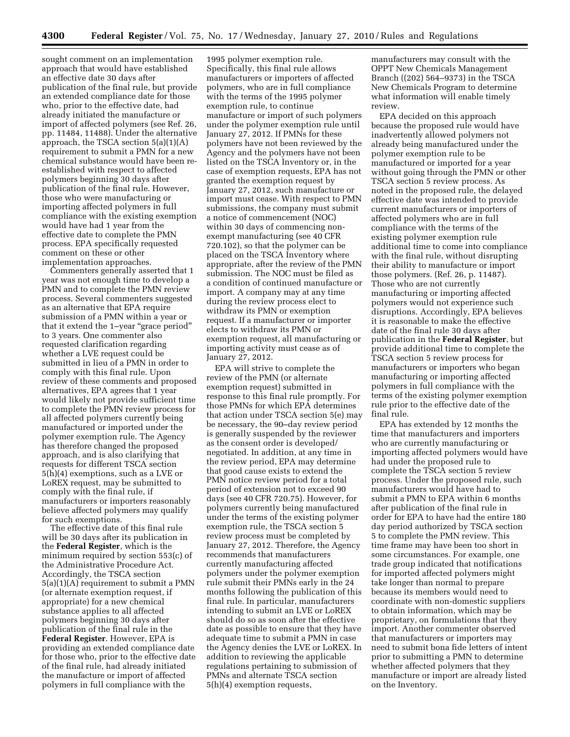sought comment on an implementation approach that would have established an effective date 30 days after publication of the final rule, but provide an extended compliance date for those who, prior to the effective date, had already initiated the manufacture or import of affected polymers (see Ref. 26, pp. 11484, 11488). Under the alternative approach, the TSCA section 5(a)(1)(A) requirement to submit a PMN for a new chemical substance would have been re-established with respect to affected polymers beginning 30 days after publication of the final rule. However, those who were manufacturing or importing affected polymers in full compliance with the existing exemption would have had 1 year from the effective date to complete the PMN process. EPA specifically requested comment on these or other implementation approaches.

Commenters generally asserted that 1 year was not enough time to develop a PMN and to complete the PMN review process. Several commenters suggested as an alternative that EPA require submission of a PMN within a year or that it extend the 1–year "grace period" to 3 years. One commenter also requested clarification regarding whether a LVE request could be submitted in lieu of a PMN in order to comply with this final rule. Upon review of these comments and proposed alternatives, EPA agrees that 1 year would likely not provide sufficient time to complete the PMN review process for all affected polymers currently being manufactured or imported under the polymer exemption rule. The Agency has therefore changed the proposed approach, and is also clarifying that requests for different TSCA section 5(h)(4) exemptions, such as a LVE or LoREX request, may be submitted to comply with the final rule, if manufacturers or importers reasonably believe affected polymers may qualify for such exemptions.

The effective date of this final rule will be 30 days after its publication in the **Federal Register**, which is the minimum required by section 553(c) of the Administrative Procedure Act. Accordingly, the TSCA section 5(a)(1)(A) requirement to submit a PMN (or alternate exemption request, if appropriate) for a new chemical substance applies to all affected polymers beginning 30 days after publication of the final rule in the **Federal Register**. However, EPA is providing an extended compliance date for those who, prior to the effective date of the final rule, had already initiated the manufacture or import of affected polymers in full compliance with the 1995 polymer exemption rule. Specifically, this final rule allows manufacturers or importers of affected polymers, who are in full compliance with the terms of the 1995 polymer exemption rule, to continue manufacture or import of such polymers under the polymer exemption rule until January 27, 2012. If PMNs for these polymers have not been reviewed by the Agency and the polymers have not been listed on the TSCA Inventory or, in the case of exemption requests, EPA has not granted the exemption request by January 27, 2012, such manufacture or import must cease. With respect to PMN submissions, the company must submit a notice of commencement (NOC) within 30 days of commencing non-exempt manufacturing (see 40 CFR 720.102), so that the polymer can be placed on the TSCA Inventory where appropriate, after the review of the PMN submission. The NOC must be filed as a condition of continued manufacture or import. A company may at any time during the review process elect to withdraw its PMN or exemption request. If a manufacturer or importer elects to withdraw its PMN or exemption request, all manufacturing or importing activity must cease as of January 27, 2012.

EPA will strive to complete the review of the PMN (or alternate exemption request) submitted in response to this final rule promptly. For those PMNs for which EPA determines that action under TSCA section 5(e) may be necessary, the 90–day review period is generally suspended by the reviewer as the consent order is developed/negotiated. In addition, at any time in the review period, EPA may determine that good cause exists to extend the PMN notice review period for a total period of extension not to exceed 90 days (see 40 CFR 720.75). However, for polymers currently being manufactured under the terms of the existing polymer exemption rule, the TSCA section 5 review process must be completed by January 27, 2012. Therefore, the Agency recommends that manufacturers currently manufacturing affected polymers under the polymer exemption rule submit their PMNs early in the 24 months following the publication of this final rule. In particular, manufacturers intending to submit an LVE or LoREX should do so as soon after the effective date as possible to ensure that they have adequate time to submit a PMN in case the Agency denies the LVE or LoREX. In addition to reviewing the applicable regulations pertaining to submission of PMNs and alternate TSCA section 5(h)(4) exemption requests, manufacturers may consult with the OPPT New Chemicals Management Branch ((202) 564–9373) in the TSCA New Chemicals Program to determine what information will enable timely review.

EPA decided on this approach because the proposed rule would have inadvertently allowed polymers not already being manufactured under the polymer exemption rule to be manufactured or imported for a year without going through the PMN or other TSCA section 5 review process. As noted in the proposed rule, the delayed effective date was intended to provide current manufacturers or importers of affected polymers who are in full compliance with the terms of the existing polymer exemption rule additional time to come into compliance with the final rule, without disrupting their ability to manufacture or import those polymers. (Ref. 26, p. 11487). Those who are not currently manufacturing or importing affected polymers would not experience such disruptions. Accordingly, EPA believes it is reasonable to make the effective date of the final rule 30 days after publication in the **Federal Register**, but provide additional time to complete the TSCA section 5 review process for manufacturers or importers who began manufacturing or importing affected polymers in full compliance with the terms of the existing polymer exemption rule prior to the effective date of the final rule.

EPA has extended by 12 months the time that manufacturers and importers who are currently manufacturing or importing affected polymers would have had under the proposed rule to complete the TSCA section 5 review process. Under the proposed rule, such manufacturers would have had to submit a PMN to EPA within 6 months after publication of the final rule in order for EPA to have had the entire 180 day period authorized by TSCA section 5 to complete the PMN review. This time frame may have been too short in some circumstances. For example, one trade group indicated that notifications for imported affected polymers might take longer than normal to prepare because its members would need to coordinate with non-domestic suppliers to obtain information, which may be proprietary, on formulations that they import. Another commenter observed that manufacturers or importers may need to submit bona fide letters of intent prior to submitting a PMN to determine whether affected polymers that they manufacture or import are already listed on the Inventory.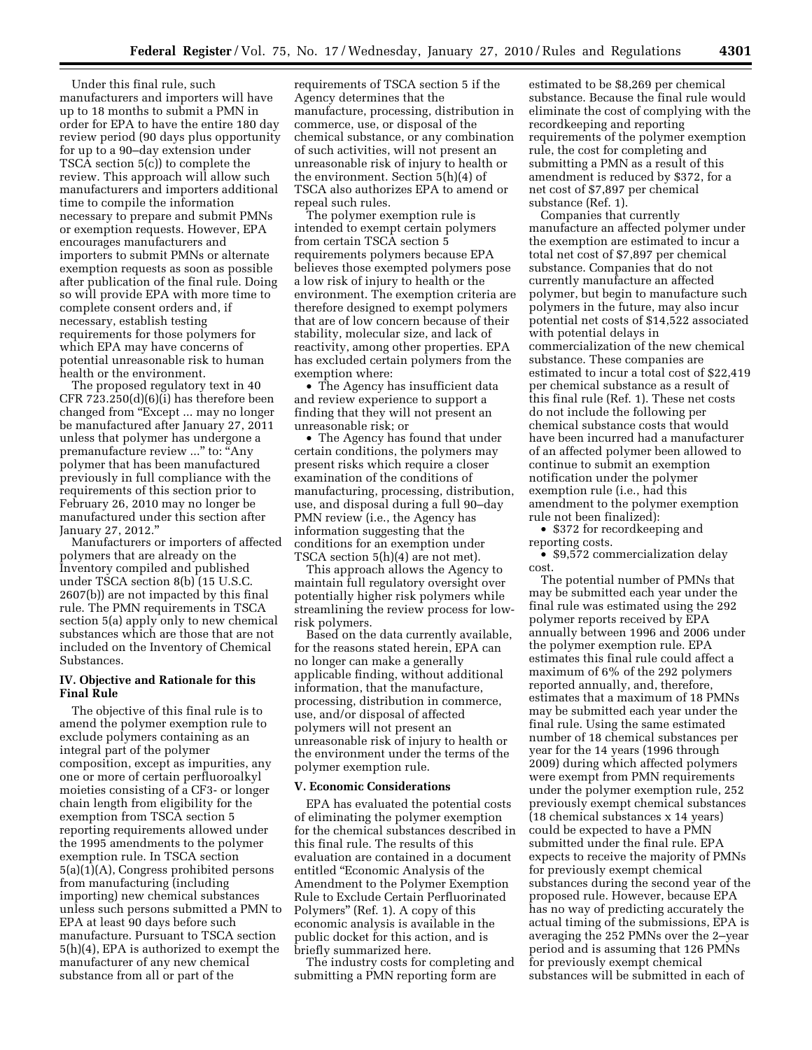Under this final rule, such manufacturers and importers will have up to 18 months to submit a PMN in order for EPA to have the entire 180 day review period (90 days plus opportunity for up to a 90–day extension under TSCA section 5(c)) to complete the review. This approach will allow such manufacturers and importers additional time to compile the information necessary to prepare and submit PMNs or exemption requests. However, EPA encourages manufacturers and importers to submit PMNs or alternate exemption requests as soon as possible after publication of the final rule. Doing so will provide EPA with more time to complete consent orders and, if necessary, establish testing requirements for those polymers for which EPA may have concerns of potential unreasonable risk to human health or the environment.

The proposed regulatory text in 40 CFR 723.250(d)(6)(i) has therefore been changed from "Except ... may no longer be manufactured after January 27, 2011 unless that polymer has undergone a premanufacture review ..." to: "Any polymer that has been manufactured previously in full compliance with the requirements of this section prior to February 26, 2010 may no longer be manufactured under this section after January 27, 2012."

Manufacturers or importers of affected polymers that are already on the Inventory compiled and published under TSCA section 8(b) (15 U.S.C. 2607(b)) are not impacted by this final rule. The PMN requirements in TSCA section 5(a) apply only to new chemical substances which are those that are not included on the Inventory of Chemical Substances.

## IV. Objective and Rationale for this Final Rule

The objective of this final rule is to amend the polymer exemption rule to exclude polymers containing as an integral part of the polymer composition, except as impurities, any one or more of certain perfluoroalkyl moieties consisting of a CF3- or longer chain length from eligibility for the exemption from TSCA section 5 reporting requirements allowed under the 1995 amendments to the polymer exemption rule. In TSCA section 5(a)(1)(A), Congress prohibited persons from manufacturing (including importing) new chemical substances unless such persons submitted a PMN to EPA at least 90 days before such manufacture. Pursuant to TSCA section 5(h)(4), EPA is authorized to exempt the manufacturer of any new chemical substance from all or part of the requirements of TSCA section 5 if the Agency determines that the manufacture, processing, distribution in commerce, use, or disposal of the chemical substance, or any combination of such activities, will not present an unreasonable risk of injury to health or the environment. Section 5(h)(4) of TSCA also authorizes EPA to amend or repeal such rules.

The polymer exemption rule is intended to exempt certain polymers from certain TSCA section 5 requirements polymers because EPA believes those exempted polymers pose a low risk of injury to health or the environment. The exemption criteria are therefore designed to exempt polymers that are of low concern because of their stability, molecular size, and lack of reactivity, among other properties. EPA has excluded certain polymers from the exemption where:

- The Agency has insufficient data and review experience to support a finding that they will not present an unreasonable risk; or
- The Agency has found that under certain conditions, the polymers may present risks which require a closer examination of the conditions of manufacturing, processing, distribution, use, and disposal during a full 90–day PMN review (i.e., the Agency has information suggesting that the conditions for an exemption under TSCA section 5(h)(4) are not met).

This approach allows the Agency to maintain full regulatory oversight over potentially higher risk polymers while streamlining the review process for low-risk polymers.

Based on the data currently available, for the reasons stated herein, EPA can no longer can make a generally applicable finding, without additional information, that the manufacture, processing, distribution in commerce, use, and/or disposal of affected polymers will not present an unreasonable risk of injury to health or the environment under the terms of the polymer exemption rule.

## V. Economic Considerations

EPA has evaluated the potential costs of eliminating the polymer exemption for the chemical substances described in this final rule. The results of this evaluation are contained in a document entitled "Economic Analysis of the Amendment to the Polymer Exemption Rule to Exclude Certain Perfluorinated Polymers" (Ref. 1). A copy of this economic analysis is available in the public docket for this action, and is briefly summarized here.

The industry costs for completing and submitting a PMN reporting form are estimated to be $8,269 per chemical substance. Because the final rule would eliminate the cost of complying with the recordkeeping and reporting requirements of the polymer exemption rule, the cost for completing and submitting a PMN as a result of this amendment is reduced by $372, for a net cost of $7,897 per chemical substance (Ref. 1).

Companies that currently manufacture an affected polymer under the exemption are estimated to incur a total net cost of $7,897 per chemical substance. Companies that do not currently manufacture an affected polymer, but begin to manufacture such polymers in the future, may also incur potential net costs of $14,522 associated with potential delays in commercialization of the new chemical substance. These companies are estimated to incur a total cost of $22,419 per chemical substance as a result of this final rule (Ref. 1). These net costs do not include the following per chemical substance costs that would have been incurred had a manufacturer of an affected polymer been allowed to continue to submit an exemption notification under the polymer exemption rule (i.e., had this amendment to the polymer exemption rule not been finalized):

- $372 for recordkeeping and reporting costs.
- $9,572 commercialization delay cost.

The potential number of PMNs that may be submitted each year under the final rule was estimated using the 292 polymer reports received by EPA annually between 1996 and 2006 under the polymer exemption rule. EPA estimates this final rule could affect a maximum of 6% of the 292 polymers reported annually, and, therefore, estimates that a maximum of 18 PMNs may be submitted each year under the final rule. Using the same estimated number of 18 chemical substances per year for the 14 years (1996 through 2009) during which affected polymers were exempt from PMN requirements under the polymer exemption rule, 252 previously exempt chemical substances (18 chemical substances x 14 years) could be expected to have a PMN submitted under the final rule. EPA expects to receive the majority of PMNs for previously exempt chemical substances during the second year of the proposed rule. However, because EPA has no way of predicting accurately the actual timing of the submissions, EPA is averaging the 252 PMNs over the 2–year period and is assuming that 126 PMNs for previously exempt chemical substances will be submitted in each of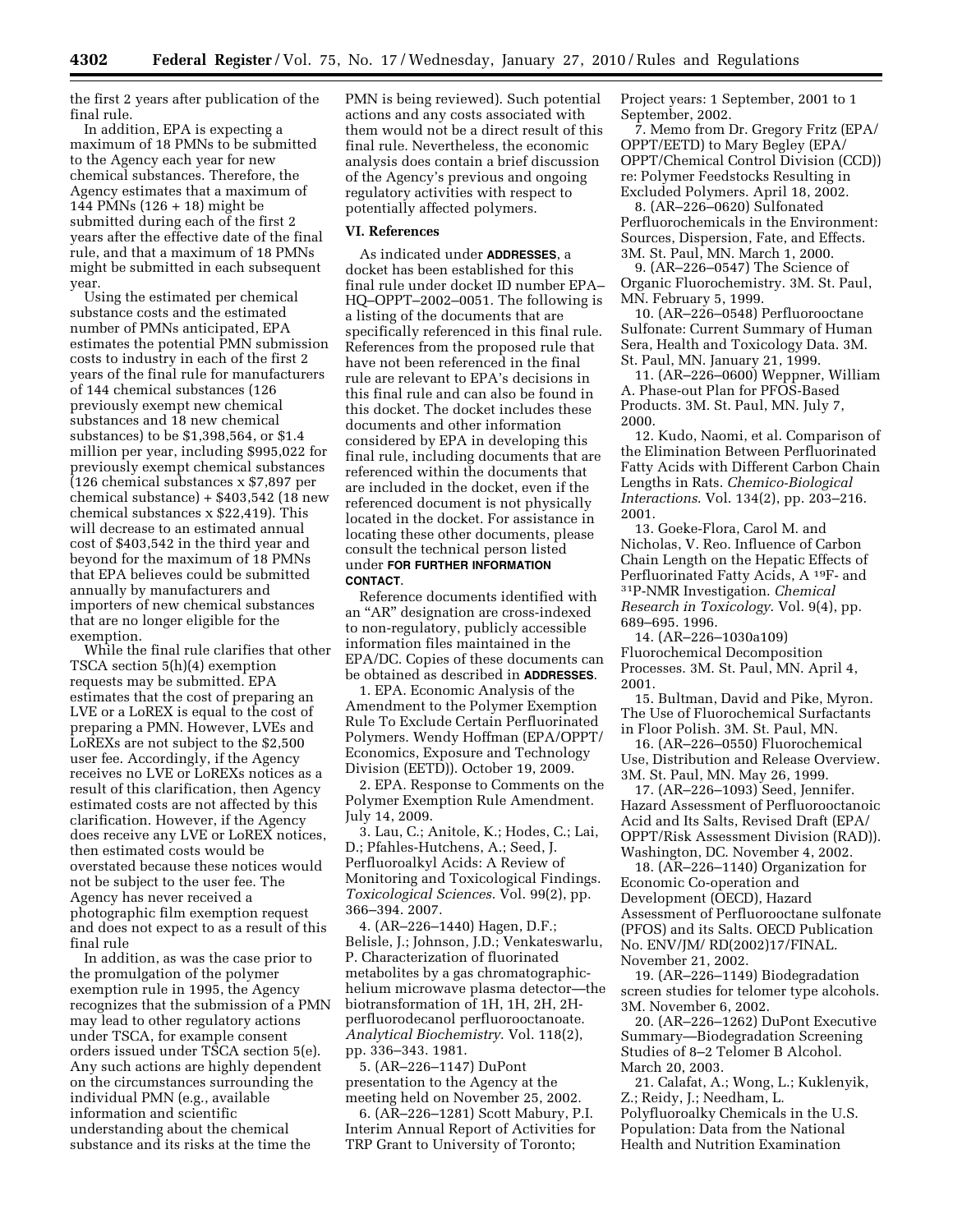the first 2 years after publication of the final rule.

In addition, EPA is expecting a maximum of 18 PMNs to be submitted to the Agency each year for new chemical substances. Therefore, the Agency estimates that a maximum of 144 PMNs (126 + 18) might be submitted during each of the first 2 years after the effective date of the final rule, and that a maximum of 18 PMNs might be submitted in each subsequent year.

Using the estimated per chemical substance costs and the estimated number of PMNs anticipated, EPA estimates the potential PMN submission costs to industry in each of the first 2 years of the final rule for manufacturers of 144 chemical substances (126 previously exempt new chemical substances and 18 new chemical substances) to be $1,398,564, or $1.4 million per year, including $995,022 for previously exempt chemical substances (126 chemical substances x $7,897 per chemical substance) + $403,542 (18 new chemical substances x $22,419). This will decrease to an estimated annual cost of $403,542 in the third year and beyond for the maximum of 18 PMNs that EPA believes could be submitted annually by manufacturers and importers of new chemical substances that are no longer eligible for the exemption.

While the final rule clarifies that other TSCA section 5(h)(4) exemption requests may be submitted. EPA estimates that the cost of preparing an LVE or a LoREX is equal to the cost of preparing a PMN. However, LVEs and LoREXs are not subject to the $2,500 user fee. Accordingly, if the Agency receives no LVE or LoREXs notices as a result of this clarification, then Agency estimated costs are not affected by this clarification. However, if the Agency does receive any LVE or LoREX notices, then estimated costs would be overstated because these notices would not be subject to the user fee. The Agency has never received a photographic film exemption request and does not expect to as a result of this final rule

In addition, as was the case prior to the promulgation of the polymer exemption rule in 1995, the Agency recognizes that the submission of a PMN may lead to other regulatory actions under TSCA, for example consent orders issued under TSCA section 5(e). Any such actions are highly dependent on the circumstances surrounding the individual PMN (e.g., available information and scientific understanding about the chemical substance and its risks at the time the PMN is being reviewed). Such potential actions and any costs associated with them would not be a direct result of this final rule. Nevertheless, the economic analysis does contain a brief discussion of the Agency's previous and ongoing regulatory activities with respect to potentially affected polymers.

## VI. References

As indicated under **ADDRESSES**, a docket has been established for this final rule under docket ID number EPA–HQ–OPPT–2002–0051. The following is a listing of the documents that are specifically referenced in this final rule. References from the proposed rule that have not been referenced in the final rule are relevant to EPA's decisions in this final rule and can also be found in this docket. The docket includes these documents and other information considered by EPA in developing this final rule, including documents that are referenced within the documents that are included in the docket, even if the referenced document is not physically located in the docket. For assistance in locating these other documents, please consult the technical person listed under **FOR FURTHER INFORMATION CONTACT**.

Reference documents identified with an "AR" designation are cross-indexed to non-regulatory, publicly accessible information files maintained in the EPA/DC. Copies of these documents can be obtained as described in **ADDRESSES**.

1. EPA. Economic Analysis of the Amendment to the Polymer Exemption Rule To Exclude Certain Perfluorinated Polymers. Wendy Hoffman (EPA/OPPT/ Economics, Exposure and Technology Division (EETD)). October 19, 2009.

2. EPA. Response to Comments on the Polymer Exemption Rule Amendment. July 14, 2009.

3. Lau, C.; Anitole, K.; Hodes, C.; Lai, D.; Pfahles-Hutchens, A.; Seed, J. Perfluoroalkyl Acids: A Review of Monitoring and Toxicological Findings. *Toxicological Sciences*. Vol. 99(2), pp. 366–394. 2007.

4. (AR–226–1440) Hagen, D.F.; Belisle, J.; Johnson, J.D.; Venkateswarlu, P. Characterization of fluorinated metabolites by a gas chromatographic-helium microwave plasma detector—the biotransformation of 1H, 1H, 2H, 2H-perfluorodecanol perfluorooctanoate. *Analytical Biochemistry*. Vol. 118(2), pp. 336–343. 1981.

5. (AR–226–1147) DuPont presentation to the Agency at the meeting held on November 25, 2002.

6. (AR–226–1281) Scott Mabury, P.I. Interim Annual Report of Activities for TRP Grant to University of Toronto; Project years: 1 September, 2001 to 1 September, 2002.

7. Memo from Dr. Gregory Fritz (EPA/ OPPT/EETD) to Mary Begley (EPA/ OPPT/Chemical Control Division (CCD)) re: Polymer Feedstocks Resulting in Excluded Polymers. April 18, 2002.

8. (AR–226–0620) Sulfonated Perfluorochemicals in the Environment: Sources, Dispersion, Fate, and Effects. 3M. St. Paul, MN. March 1, 2000.

9. (AR–226–0547) The Science of Organic Fluorochemistry. 3M. St. Paul, MN. February 5, 1999.

10. (AR–226–0548) Perfluorooctane Sulfonate: Current Summary of Human Sera, Health and Toxicology Data. 3M. St. Paul, MN. January 21, 1999.

11. (AR–226–0600) Weppner, William A. Phase-out Plan for PFOS-Based Products. 3M. St. Paul, MN. July 7, 2000.

12. Kudo, Naomi, et al. Comparison of the Elimination Between Perfluorinated Fatty Acids with Different Carbon Chain Lengths in Rats. *Chemico-Biological Interactions*. Vol. 134(2), pp. 203–216. 2001.

13. Goeke-Flora, Carol M. and Nicholas, V. Reo. Influence of Carbon Chain Length on the Hepatic Effects of Perfluorinated Fatty Acids, A $^{19}$F- and $^{31}$P-NMR Investigation. *Chemical Research in Toxicology*. Vol. 9(4), pp. 689–695. 1996.

14. (AR–226–1030a109) Fluorochemical Decomposition Processes. 3M. St. Paul, MN. April 4, 2001.

15. Bultman, David and Pike, Myron. The Use of Fluorochemical Surfactants in Floor Polish. 3M. St. Paul, MN.

16. (AR–226–0550) Fluorochemical Use, Distribution and Release Overview. 3M. St. Paul, MN. May 26, 1999.

17. (AR–226–1093) Seed, Jennifer. Hazard Assessment of Perfluorooctanoic Acid and Its Salts, Revised Draft (EPA/ OPPT/Risk Assessment Division (RAD)). Washington, DC. November 4, 2002.

18. (AR–226–1140) Organization for Economic Co-operation and Development (OECD), Hazard Assessment of Perfluorooctane sulfonate (PFOS) and its Salts. OECD Publication No. ENV/JM/ RD(2002)17/FINAL. November 21, 2002.

19. (AR–226–1149) Biodegradation screen studies for telomer type alcohols. 3M. November 6, 2002.

20. (AR–226–1262) DuPont Executive Summary—Biodegradation Screening Studies of 8–2 Telomer B Alcohol. March 20, 2003.

21. Calafat, A.; Wong, L.; Kuklenyik, Z.; Reidy, J.; Needham, L. Polyfluoroalky Chemicals in the U.S. Population: Data from the National Health and Nutrition Examination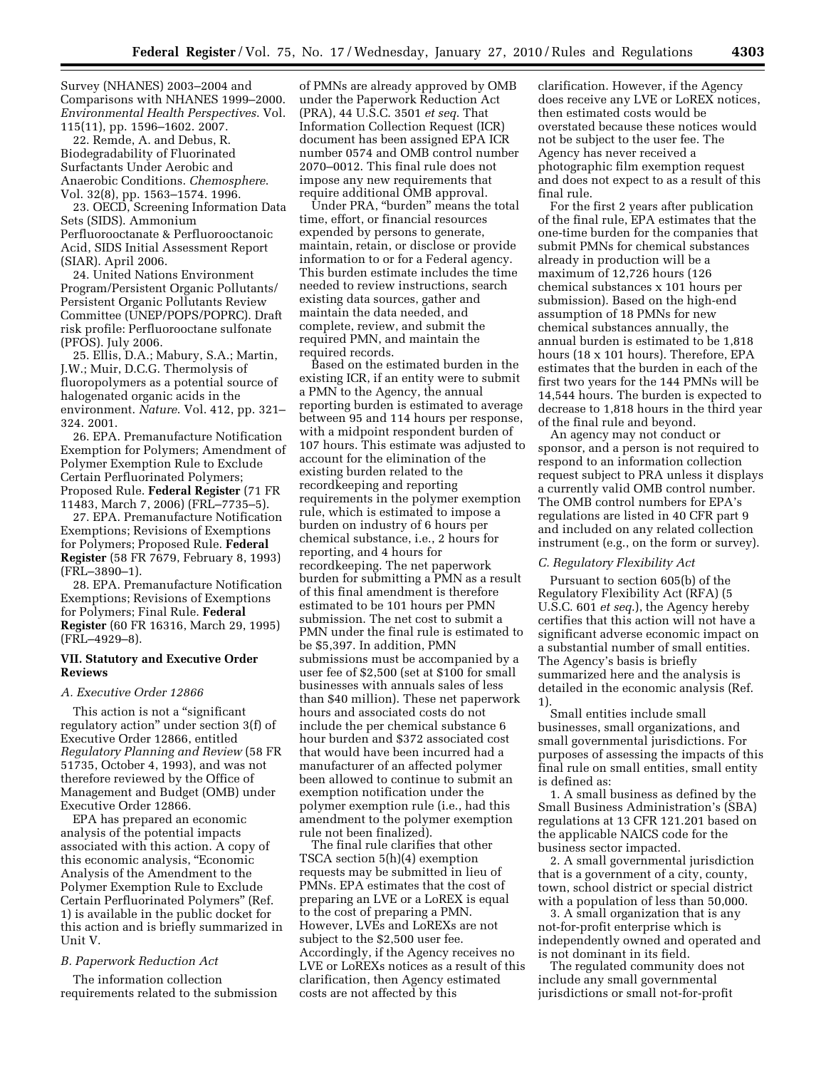Survey (NHANES) 2003–2004 and Comparisons with NHANES 1999–2000. *Environmental Health Perspectives*. Vol. 115(11), pp. 1596–1602. 2007.

22. Remde, A. and Debus, R. Biodegradability of Fluorinated Surfactants Under Aerobic and Anaerobic Conditions. *Chemosphere*. Vol. 32(8), pp. 1563–1574. 1996.

23. OECD, Screening Information Data Sets (SIDS). Ammonium Perfluorooctanate & Perfluorooctanoic Acid, SIDS Initial Assessment Report (SIAR). April 2006.

24. United Nations Environment Program/Persistent Organic Pollutants/ Persistent Organic Pollutants Review Committee (UNEP/POPS/POPRC). Draft risk profile: Perfluorooctane sulfonate (PFOS). July 2006.

25. Ellis, D.A.; Mabury, S.A.; Martin, J.W.; Muir, D.C.G. Thermolysis of fluoropolymers as a potential source of halogenated organic acids in the environment. *Nature*. Vol. 412, pp. 321–324. 2001.

26. EPA. Premanufacture Notification Exemption for Polymers; Amendment of Polymer Exemption Rule to Exclude Certain Perfluorinated Polymers; Proposed Rule. **Federal Register** (71 FR 11483, March 7, 2006) (FRL–7735–5).

27. EPA. Premanufacture Notification Exemptions; Revisions of Exemptions for Polymers; Proposed Rule. **Federal Register** (58 FR 7679, February 8, 1993) (FRL–3890–1).

28. EPA. Premanufacture Notification Exemptions; Revisions of Exemptions for Polymers; Final Rule. **Federal Register** (60 FR 16316, March 29, 1995) (FRL–4929–8).

## VII. Statutory and Executive Order Reviews

### *A. Executive Order 12866*

This action is not a "significant regulatory action" under section 3(f) of Executive Order 12866, entitled *Regulatory Planning and Review* (58 FR 51735, October 4, 1993), and was not therefore reviewed by the Office of Management and Budget (OMB) under Executive Order 12866.

EPA has prepared an economic analysis of the potential impacts associated with this action. A copy of this economic analysis, "Economic Analysis of the Amendment to the Polymer Exemption Rule to Exclude Certain Perfluorinated Polymers" (Ref. 1) is available in the public docket for this action and is briefly summarized in Unit V.

### *B. Paperwork Reduction Act*

The information collection requirements related to the submission of PMNs are already approved by OMB under the Paperwork Reduction Act (PRA), 44 U.S.C. 3501 *et seq*. That Information Collection Request (ICR) document has been assigned EPA ICR number 0574 and OMB control number 2070–0012. This final rule does not impose any new requirements that require additional OMB approval.

Under PRA, "burden" means the total time, effort, or financial resources expended by persons to generate, maintain, retain, or disclose or provide information to or for a Federal agency. This burden estimate includes the time needed to review instructions, search existing data sources, gather and maintain the data needed, and complete, review, and submit the required PMN, and maintain the required records.

Based on the estimated burden in the existing ICR, if an entity were to submit a PMN to the Agency, the annual reporting burden is estimated to average between 95 and 114 hours per response, with a midpoint respondent burden of 107 hours. This estimate was adjusted to account for the elimination of the existing burden related to the recordkeeping and reporting requirements in the polymer exemption rule, which is estimated to impose a burden on industry of 6 hours per chemical substance, i.e., 2 hours for reporting, and 4 hours for recordkeeping. The net paperwork burden for submitting a PMN as a result of this final amendment is therefore estimated to be 101 hours per PMN submission. The net cost to submit a PMN under the final rule is estimated to be $5,397. In addition, PMN submissions must be accompanied by a user fee of $2,500 (set at $100 for small businesses with annuals sales of less than $40 million). These net paperwork hours and associated costs do not include the per chemical substance 6 hour burden and $372 associated cost that would have been incurred had a manufacturer of an affected polymer been allowed to continue to submit an exemption notification under the polymer exemption rule (i.e., had this amendment to the polymer exemption rule not been finalized).

The final rule clarifies that other TSCA section 5(h)(4) exemption requests may be submitted in lieu of PMNs. EPA estimates that the cost of preparing an LVE or a LoREX is equal to the cost of preparing a PMN. However, LVEs and LoREXs are not subject to the $2,500 user fee. Accordingly, if the Agency receives no LVE or LoREXs notices as a result of this clarification, then Agency estimated costs are not affected by this clarification. However, if the Agency does receive any LVE or LoREX notices, then estimated costs would be overstated because these notices would not be subject to the user fee. The Agency has never received a photographic film exemption request and does not expect to as a result of this final rule.

For the first 2 years after publication of the final rule, EPA estimates that the one-time burden for the companies that submit PMNs for chemical substances already in production will be a maximum of 12,726 hours (126 chemical substances x 101 hours per submission). Based on the high-end assumption of 18 PMNs for new chemical substances annually, the annual burden is estimated to be 1,818 hours (18 x 101 hours). Therefore, EPA estimates that the burden in each of the first two years for the 144 PMNs will be 14,544 hours. The burden is expected to decrease to 1,818 hours in the third year of the final rule and beyond.

An agency may not conduct or sponsor, and a person is not required to respond to an information collection request subject to PRA unless it displays a currently valid OMB control number. The OMB control numbers for EPA's regulations are listed in 40 CFR part 9 and included on any related collection instrument (e.g., on the form or survey).

### *C. Regulatory Flexibility Act*

Pursuant to section 605(b) of the Regulatory Flexibility Act (RFA) (5 U.S.C. 601 *et seq*.), the Agency hereby certifies that this action will not have a significant adverse economic impact on a substantial number of small entities. The Agency's basis is briefly summarized here and the analysis is detailed in the economic analysis (Ref. 1).

Small entities include small businesses, small organizations, and small governmental jurisdictions. For purposes of assessing the impacts of this final rule on small entities, small entity is defined as:

1. A small business as defined by the Small Business Administration's (SBA) regulations at 13 CFR 121.201 based on the applicable NAICS code for the business sector impacted.

2. A small governmental jurisdiction that is a government of a city, county, town, school district or special district with a population of less than 50,000.

3. A small organization that is any not-for-profit enterprise which is independently owned and operated and is not dominant in its field.

The regulated community does not include any small governmental jurisdictions or small not-for-profit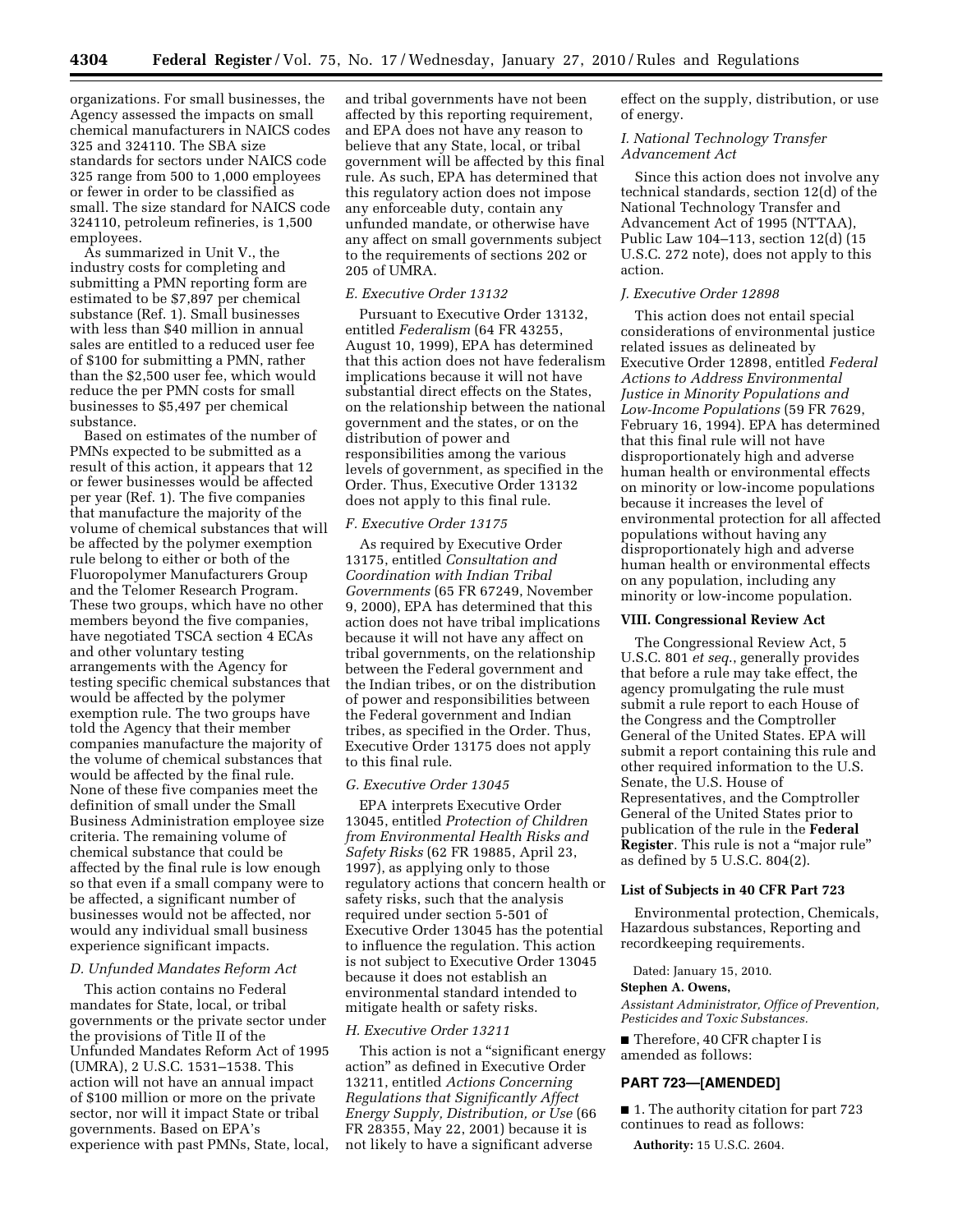organizations. For small businesses, the Agency assessed the impacts on small chemical manufacturers in NAICS codes 325 and 324110. The SBA size standards for sectors under NAICS code 325 range from 500 to 1,000 employees or fewer in order to be classified as small. The size standard for NAICS code 324110, petroleum refineries, is 1,500 employees.

As summarized in Unit V., the industry costs for completing and submitting a PMN reporting form are estimated to be $7,897 per chemical substance (Ref. 1). Small businesses with less than $40 million in annual sales are entitled to a reduced user fee of $100 for submitting a PMN, rather than the $2,500 user fee, which would reduce the per PMN costs for small businesses to $5,497 per chemical substance.

Based on estimates of the number of PMNs expected to be submitted as a result of this action, it appears that 12 or fewer businesses would be affected per year (Ref. 1). The five companies that manufacture the majority of the volume of chemical substances that will be affected by the polymer exemption rule belong to either or both of the Fluoropolymer Manufacturers Group and the Telomer Research Program. These two groups, which have no other members beyond the five companies, have negotiated TSCA section 4 ECAs and other voluntary testing arrangements with the Agency for testing specific chemical substances that would be affected by the polymer exemption rule. The two groups have told the Agency that their member companies manufacture the majority of the volume of chemical substances that would be affected by the final rule. None of these five companies meet the definition of small under the Small Business Administration employee size criteria. The remaining volume of chemical substance that could be affected by the final rule is low enough so that even if a small company were to be affected, a significant number of businesses would not be affected, nor would any individual small business experience significant impacts.

### D. Unfunded Mandates Reform Act

This action contains no Federal mandates for State, local, or tribal governments or the private sector under the provisions of Title II of the Unfunded Mandates Reform Act of 1995 (UMRA), 2 U.S.C. 1531–1538. This action will not have an annual impact of $100 million or more on the private sector, nor will it impact State or tribal governments. Based on EPA's experience with past PMNs, State, local, and tribal governments have not been affected by this reporting requirement, and EPA does not have any reason to believe that any State, local, or tribal government will be affected by this final rule. As such, EPA has determined that this regulatory action does not impose any enforceable duty, contain any unfunded mandate, or otherwise have any affect on small governments subject to the requirements of sections 202 or 205 of UMRA.

### E. Executive Order 13132

Pursuant to Executive Order 13132, entitled *Federalism* (64 FR 43255, August 10, 1999), EPA has determined that this action does not have federalism implications because it will not have substantial direct effects on the States, on the relationship between the national government and the states, or on the distribution of power and responsibilities among the various levels of government, as specified in the Order. Thus, Executive Order 13132 does not apply to this final rule.

### F. Executive Order 13175

As required by Executive Order 13175, entitled *Consultation and Coordination with Indian Tribal Governments* (65 FR 67249, November 9, 2000), EPA has determined that this action does not have tribal implications because it will not have any affect on tribal governments, on the relationship between the Federal government and the Indian tribes, or on the distribution of power and responsibilities between the Federal government and Indian tribes, as specified in the Order. Thus, Executive Order 13175 does not apply to this final rule.

### G. Executive Order 13045

EPA interprets Executive Order 13045, entitled *Protection of Children from Environmental Health Risks and Safety Risks* (62 FR 19885, April 23, 1997), as applying only to those regulatory actions that concern health or safety risks, such that the analysis required under section 5-501 of Executive Order 13045 has the potential to influence the regulation. This action is not subject to Executive Order 13045 because it does not establish an environmental standard intended to mitigate health or safety risks.

### H. Executive Order 13211

This action is not a "significant energy action" as defined in Executive Order 13211, entitled *Actions Concerning Regulations that Significantly Affect Energy Supply, Distribution, or Use* (66 FR 28355, May 22, 2001) because it is not likely to have a significant adverse effect on the supply, distribution, or use of energy.

### I. National Technology Transfer Advancement Act

Since this action does not involve any technical standards, section 12(d) of the National Technology Transfer and Advancement Act of 1995 (NTTAA), Public Law 104–113, section 12(d) (15 U.S.C. 272 note), does not apply to this action.

### J. Executive Order 12898

This action does not entail special considerations of environmental justice related issues as delineated by Executive Order 12898, entitled *Federal Actions to Address Environmental Justice in Minority Populations and Low-Income Populations* (59 FR 7629, February 16, 1994). EPA has determined that this final rule will not have disproportionately high and adverse human health or environmental effects on minority or low-income populations because it increases the level of environmental protection for all affected populations without having any disproportionately high and adverse human health or environmental effects on any population, including any minority or low-income population.

## VIII. Congressional Review Act

The Congressional Review Act, 5 U.S.C. 801 *et seq.*, generally provides that before a rule may take effect, the agency promulgating the rule must submit a rule report to each House of the Congress and the Comptroller General of the United States. EPA will submit a report containing this rule and other required information to the U.S. Senate, the U.S. House of Representatives, and the Comptroller General of the United States prior to publication of the rule in the **Federal Register**. This rule is not a "major rule" as defined by 5 U.S.C. 804(2).

## List of Subjects in 40 CFR Part 723

Environmental protection, Chemicals, Hazardous substances, Reporting and recordkeeping requirements.

Dated: January 15, 2010.

**Stephen A. Owens,**

*Assistant Administrator, Office of Prevention, Pesticides and Toxic Substances.*

■ Therefore, 40 CFR chapter I is amended as follows:

## PART 723—[AMENDED]

■ 1. The authority citation for part 723 continues to read as follows:

**Authority:** 15 U.S.C. 2604.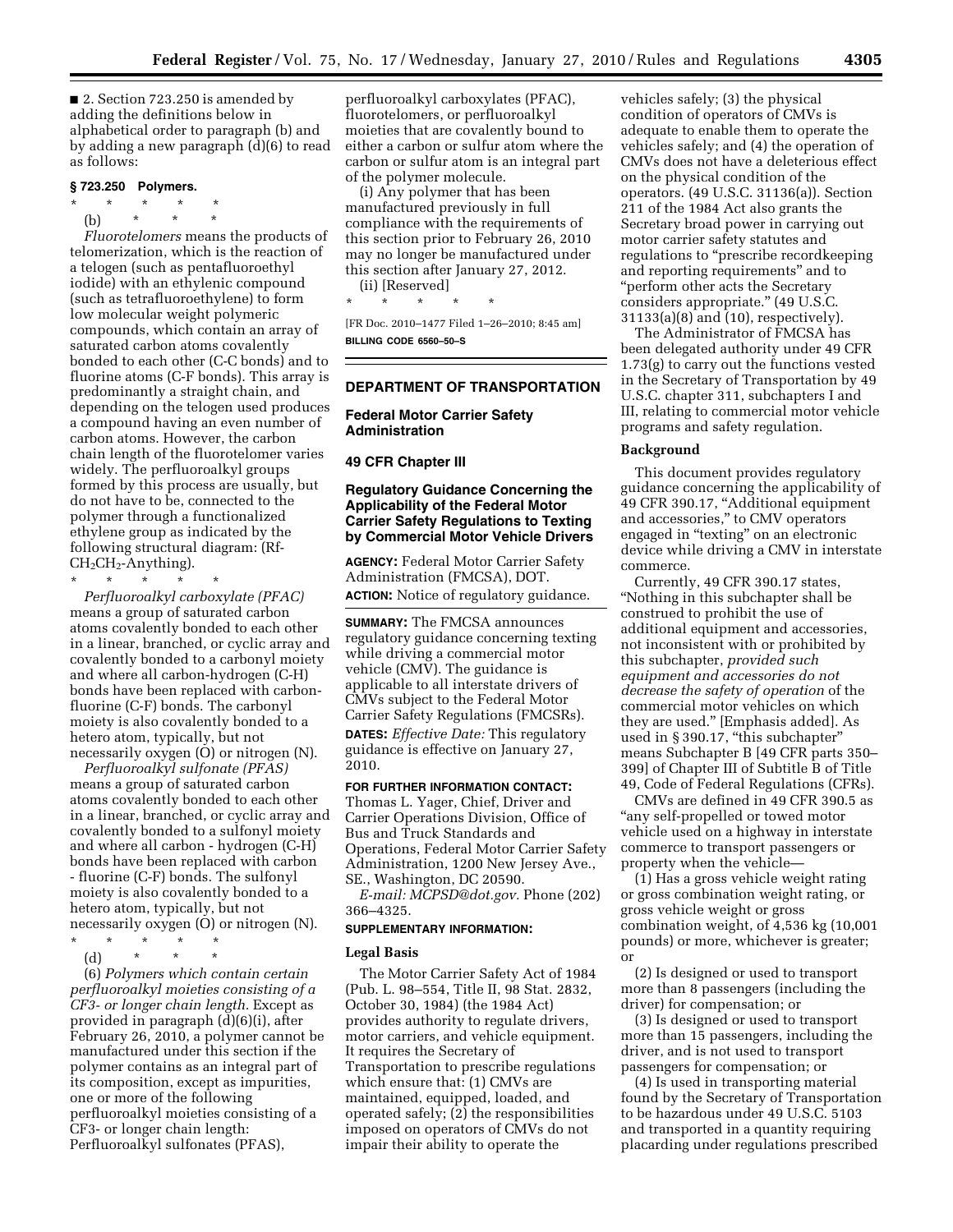■ 2. Section 723.250 is amended by adding the definitions below in alphabetical order to paragraph (b) and by adding a new paragraph (d)(6) to read as follows:

### § 723.250 Polymers.

\* \* \* \* \*

(b) \* \* \*

*Fluorotelomers* means the products of telomerization, which is the reaction of a telogen (such as pentafluoroethyl iodide) with an ethylenic compound (such as tetrafluoroethylene) to form low molecular weight polymeric compounds, which contain an array of saturated carbon atoms covalently bonded to each other (C-C bonds) and to fluorine atoms (C-F bonds). This array is predominantly a straight chain, and depending on the telogen used produces a compound having an even number of carbon atoms. However, the carbon chain length of the fluorotelomer varies widely. The perfluoroalkyl groups formed by this process are usually, but do not have to be, connected to the polymer through a functionalized ethylene group as indicated by the following structural diagram: (Rf-$CH_2CH_2$-Anything).

\* \* \* \* \*

*Perfluoroalkyl carboxylate (PFAC)* means a group of saturated carbon atoms covalently bonded to each other in a linear, branched, or cyclic array and covalently bonded to a carbonyl moiety and where all carbon-hydrogen (C-H) bonds have been replaced with carbon-fluorine (C-F) bonds. The carbonyl moiety is also covalently bonded to a hetero atom, typically, but not necessarily oxygen (O) or nitrogen (N).

*Perfluoroalkyl sulfonate (PFAS)* means a group of saturated carbon atoms covalently bonded to each other in a linear, branched, or cyclic array and covalently bonded to a sulfonyl moiety and where all carbon - hydrogen (C-H) bonds have been replaced with carbon - fluorine (C-F) bonds. The sulfonyl moiety is also covalently bonded to a hetero atom, typically, but not necessarily oxygen (O) or nitrogen (N).

\* \* \* \* \*

(d) \* \* \*

(6) *Polymers which contain certain perfluoroalkyl moieties consisting of a CF3- or longer chain length.* Except as provided in paragraph (d)(6)(i), after February 26, 2010, a polymer cannot be manufactured under this section if the polymer contains as an integral part of its composition, except as impurities, one or more of the following perfluoroalkyl moieties consisting of a CF3- or longer chain length: Perfluoroalkyl sulfonates (PFAS), perfluoroalkyl carboxylates (PFAC), fluorotelomers, or perfluoroalkyl moieties that are covalently bound to either a carbon or sulfur atom where the carbon or sulfur atom is an integral part of the polymer molecule.

(i) Any polymer that has been manufactured previously in full compliance with the requirements of this section prior to February 26, 2010 may no longer be manufactured under this section after January 27, 2012.

(ii) [Reserved]

\* \* \* \* \*

[FR Doc. 2010–1477 Filed 1–26–2010; 8:45 am]

**BILLING CODE 6560–50–S**

---

## DEPARTMENT OF TRANSPORTATION

### Federal Motor Carrier Safety Administration

### 49 CFR Chapter III

### Regulatory Guidance Concerning the Applicability of the Federal Motor Carrier Safety Regulations to Texting by Commercial Motor Vehicle Drivers

**AGENCY:** Federal Motor Carrier Safety Administration (FMCSA), DOT.

**ACTION:** Notice of regulatory guidance.

**SUMMARY:** The FMCSA announces regulatory guidance concerning texting while driving a commercial motor vehicle (CMV). The guidance is applicable to all interstate drivers of CMVs subject to the Federal Motor Carrier Safety Regulations (FMCSRs).

**DATES:** *Effective Date:* This regulatory guidance is effective on January 27, 2010.

**FOR FURTHER INFORMATION CONTACT:** Thomas L. Yager, Chief, Driver and Carrier Operations Division, Office of Bus and Truck Standards and Operations, Federal Motor Carrier Safety Administration, 1200 New Jersey Ave., SE., Washington, DC 20590.

*E-mail: MCPSD@dot.gov.* Phone (202) 366–4325.

**SUPPLEMENTARY INFORMATION:**

#### Legal Basis

The Motor Carrier Safety Act of 1984 (Pub. L. 98–554, Title II, 98 Stat. 2832, October 30, 1984) (the 1984 Act) provides authority to regulate drivers, motor carriers, and vehicle equipment. It requires the Secretary of Transportation to prescribe regulations which ensure that: (1) CMVs are maintained, equipped, loaded, and operated safely; (2) the responsibilities imposed on operators of CMVs do not impair their ability to operate the vehicles safely; (3) the physical condition of operators of CMVs is adequate to enable them to operate the vehicles safely; and (4) the operation of CMVs does not have a deleterious effect on the physical condition of the operators. (49 U.S.C. 31136(a)). Section 211 of the 1984 Act also grants the Secretary broad power in carrying out motor carrier safety statutes and regulations to "prescribe recordkeeping and reporting requirements" and to "perform other acts the Secretary considers appropriate." (49 U.S.C. 31133(a)(8) and (10), respectively).

The Administrator of FMCSA has been delegated authority under 49 CFR 1.73(g) to carry out the functions vested in the Secretary of Transportation by 49 U.S.C. chapter 311, subchapters I and III, relating to commercial motor vehicle programs and safety regulation.

#### Background

This document provides regulatory guidance concerning the applicability of 49 CFR 390.17, "Additional equipment and accessories," to CMV operators engaged in "texting" on an electronic device while driving a CMV in interstate commerce.

Currently, 49 CFR 390.17 states, "Nothing in this subchapter shall be construed to prohibit the use of additional equipment and accessories, not inconsistent with or prohibited by this subchapter, *provided such equipment and accessories do not decrease the safety of operation* of the commercial motor vehicles on which they are used." [Emphasis added]. As used in § 390.17, "this subchapter" means Subchapter B [49 CFR parts 350–399] of Chapter III of Subtitle B of Title 49, Code of Federal Regulations (CFRs).

CMVs are defined in 49 CFR 390.5 as "any self-propelled or towed motor vehicle used on a highway in interstate commerce to transport passengers or property when the vehicle—

(1) Has a gross vehicle weight rating or gross combination weight rating, or gross vehicle weight or gross combination weight, of 4,536 kg (10,001 pounds) or more, whichever is greater; or

(2) Is designed or used to transport more than 8 passengers (including the driver) for compensation; or

(3) Is designed or used to transport more than 15 passengers, including the driver, and is not used to transport passengers for compensation; or

(4) Is used in transporting material found by the Secretary of Transportation to be hazardous under 49 U.S.C. 5103 and transported in a quantity requiring placarding under regulations prescribed